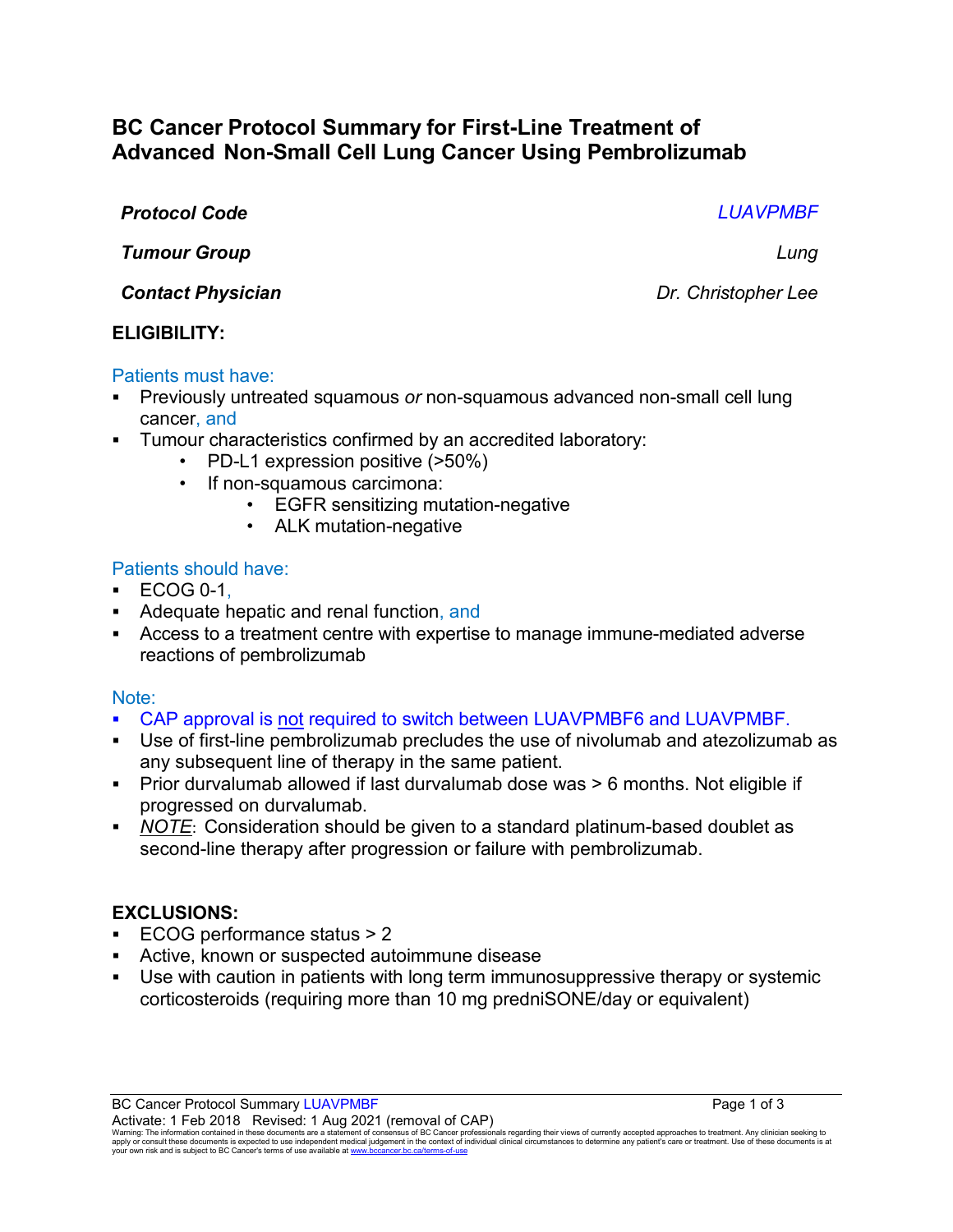# BC Cancer Protocol Summary for First-Line Treatment of Advanced Non-Small Cell Lung Cancer Using Pembrolizumab

| | |
|---|---|
| ***Protocol Code*** | *LUAVPMBF* |
| ***Tumour Group*** | *Lung* |
| ***Contact Physician*** | *Dr. Christopher Lee* |

## ELIGIBILITY:

Patients must have:

- Previously untreated squamous *or* non-squamous advanced non-small cell lung cancer, and
- Tumour characteristics confirmed by an accredited laboratory:
  - PD-L1 expression positive (>50%)
  - If non-squamous carcimona:
    - EGFR sensitizing mutation-negative
    - ALK mutation-negative

Patients should have:

- ECOG 0-1,
- Adequate hepatic and renal function, and
- Access to a treatment centre with expertise to manage immune-mediated adverse reactions of pembrolizumab

Note:

- CAP approval is not required to switch between LUAVPMBF6 and LUAVPMBF.
- Use of first-line pembrolizumab precludes the use of nivolumab and atezolizumab as any subsequent line of therapy in the same patient.
- Prior durvalumab allowed if last durvalumab dose was > 6 months. Not eligible if progressed on durvalumab.
- *NOTE*: Consideration should be given to a standard platinum-based doublet as second-line therapy after progression or failure with pembrolizumab.

## EXCLUSIONS:

- ECOG performance status > 2
- Active, known or suspected autoimmune disease
- Use with caution in patients with long term immunosuppressive therapy or systemic corticosteroids (requiring more than 10 mg predniSONE/day or equivalent)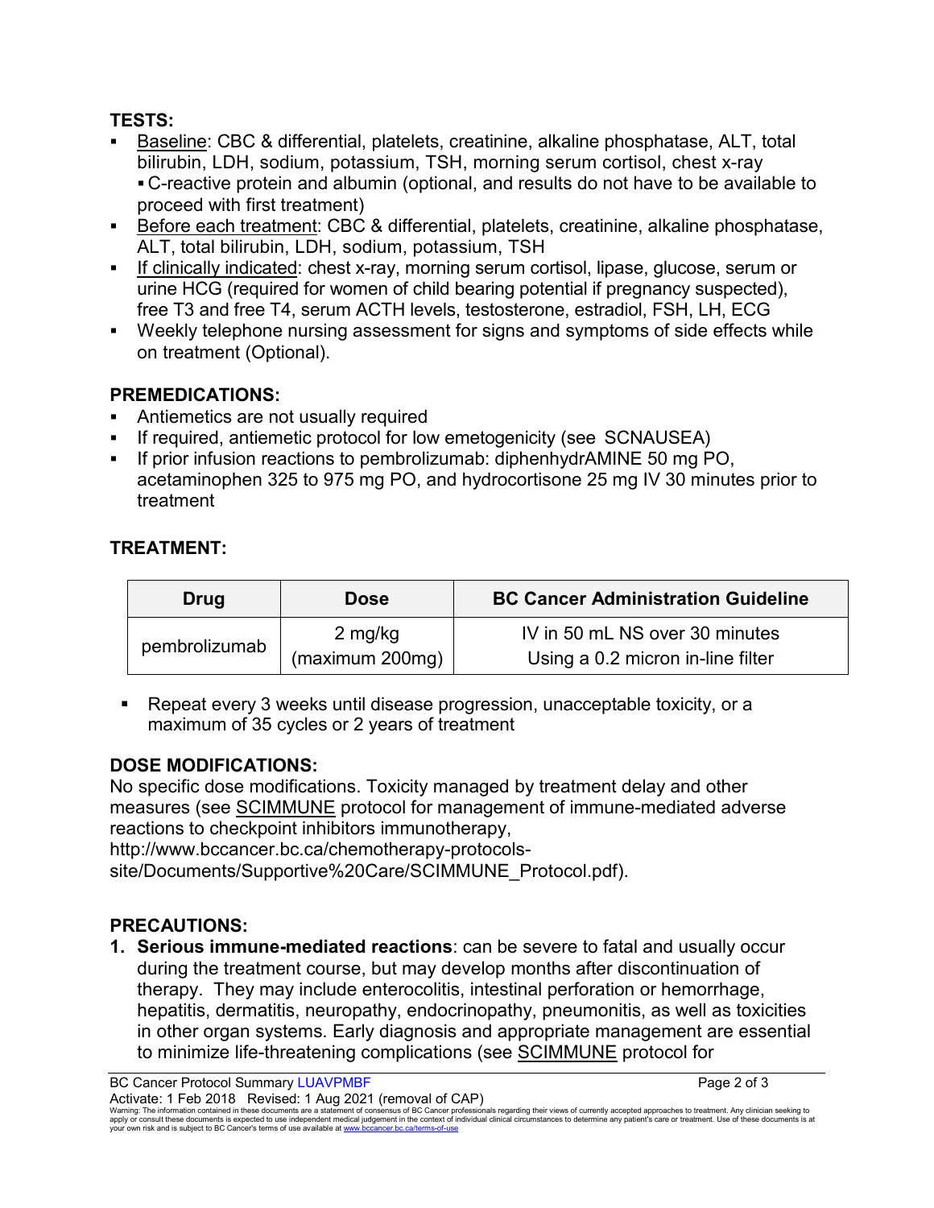## TESTS:

- Baseline: CBC & differential, platelets, creatinine, alkaline phosphatase, ALT, total bilirubin, LDH, sodium, potassium, TSH, morning serum cortisol, chest x-ray
  - C-reactive protein and albumin (optional, and results do not have to be available to proceed with first treatment)
- Before each treatment: CBC & differential, platelets, creatinine, alkaline phosphatase, ALT, total bilirubin, LDH, sodium, potassium, TSH
- If clinically indicated: chest x-ray, morning serum cortisol, lipase, glucose, serum or urine HCG (required for women of child bearing potential if pregnancy suspected), free T3 and free T4, serum ACTH levels, testosterone, estradiol, FSH, LH, ECG
- Weekly telephone nursing assessment for signs and symptoms of side effects while on treatment (Optional).

## PREMEDICATIONS:

- Antiemetics are not usually required
- If required, antiemetic protocol for low emetogenicity (see SCNAUSEA)
- If prior infusion reactions to pembrolizumab: diphenhydrAMINE 50 mg PO, acetaminophen 325 to 975 mg PO, and hydrocortisone 25 mg IV 30 minutes prior to treatment

## TREATMENT:

| Drug | Dose | BC Cancer Administration Guideline |
|---|---|---|
| pembrolizumab | 2 mg/kg (maximum 200mg) | IV in 50 mL NS over 30 minutes Using a 0.2 micron in-line filter |

- Repeat every 3 weeks until disease progression, unacceptable toxicity, or a maximum of 35 cycles or 2 years of treatment

## DOSE MODIFICATIONS:

No specific dose modifications. Toxicity managed by treatment delay and other measures (see SCIMMUNE protocol for management of immune-mediated adverse reactions to checkpoint inhibitors immunotherapy, http://www.bccancer.bc.ca/chemotherapy-protocols-site/Documents/Supportive%20Care/SCIMMUNE_Protocol.pdf).

## PRECAUTIONS:

1. **Serious immune-mediated reactions**: can be severe to fatal and usually occur during the treatment course, but may develop months after discontinuation of therapy. They may include enterocolitis, intestinal perforation or hemorrhage, hepatitis, dermatitis, neuropathy, endocrinopathy, pneumonitis, as well as toxicities in other organ systems. Early diagnosis and appropriate management are essential to minimize life-threatening complications (see SCIMMUNE protocol for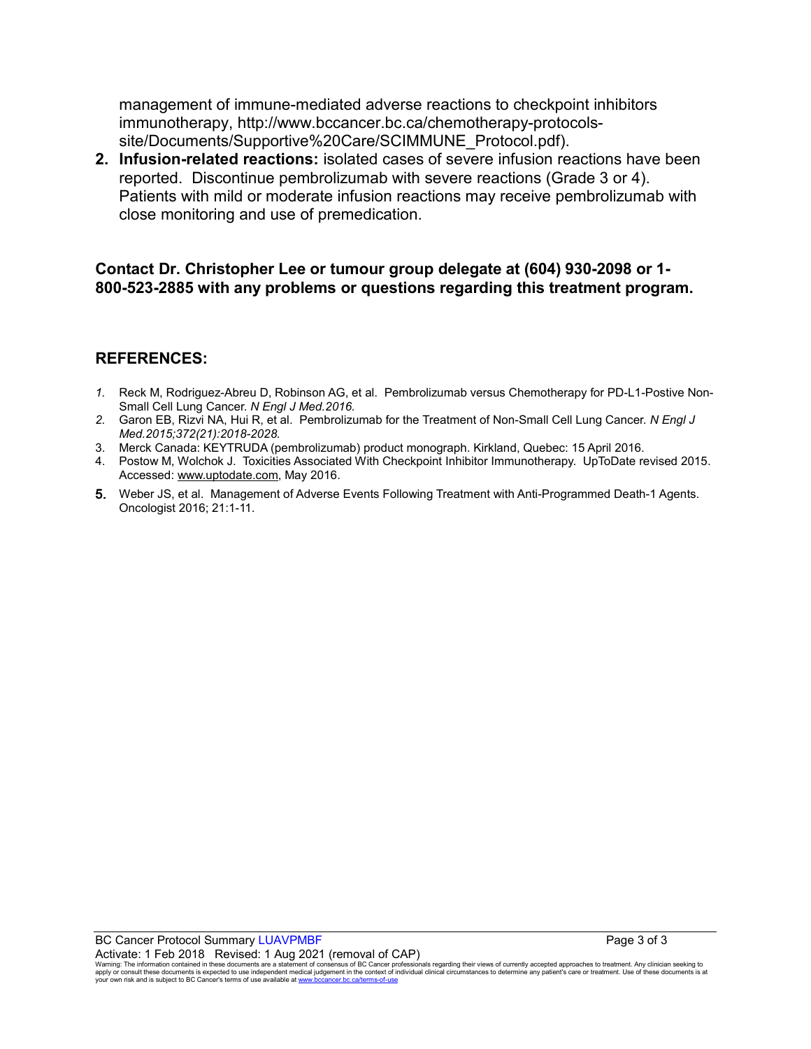management of immune-mediated adverse reactions to checkpoint inhibitors immunotherapy, http://www.bccancer.bc.ca/chemotherapy-protocols-site/Documents/Supportive%20Care/SCIMMUNE_Protocol.pdf).

2. **Infusion-related reactions:** isolated cases of severe infusion reactions have been reported. Discontinue pembrolizumab with severe reactions (Grade 3 or 4). Patients with mild or moderate infusion reactions may receive pembrolizumab with close monitoring and use of premedication.

**Contact Dr. Christopher Lee or tumour group delegate at (604) 930-2098 or 1-800-523-2885 with any problems or questions regarding this treatment program.**

## REFERENCES:

1. Reck M, Rodriguez-Abreu D, Robinson AG, et al. Pembrolizumab versus Chemotherapy for PD-L1-Postive Non-Small Cell Lung Cancer. *N Engl J Med.2016.*
2. Garon EB, Rizvi NA, Hui R, et al. Pembrolizumab for the Treatment of Non-Small Cell Lung Cancer. *N Engl J Med.2015;372(21):2018-2028.*
3. Merck Canada: KEYTRUDA (pembrolizumab) product monograph. Kirkland, Quebec: 15 April 2016.
4. Postow M, Wolchok J. Toxicities Associated With Checkpoint Inhibitor Immunotherapy. UpToDate revised 2015. Accessed: www.uptodate.com, May 2016.
5. Weber JS, et al. Management of Adverse Events Following Treatment with Anti-Programmed Death-1 Agents. Oncologist 2016; 21:1-11.